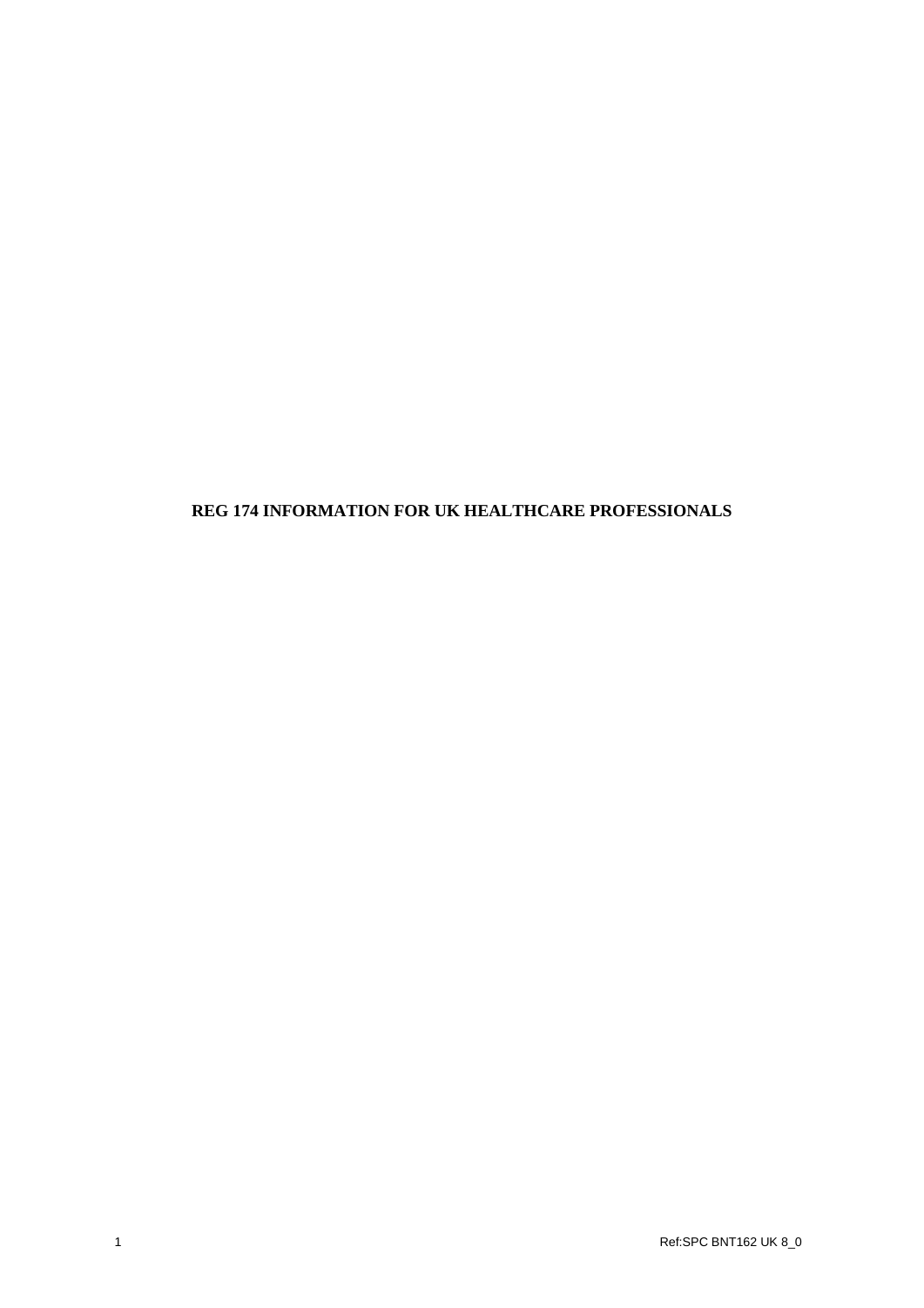# REG 174 INFORMATION FOR UK HEALTHCARE PROFESSIONALS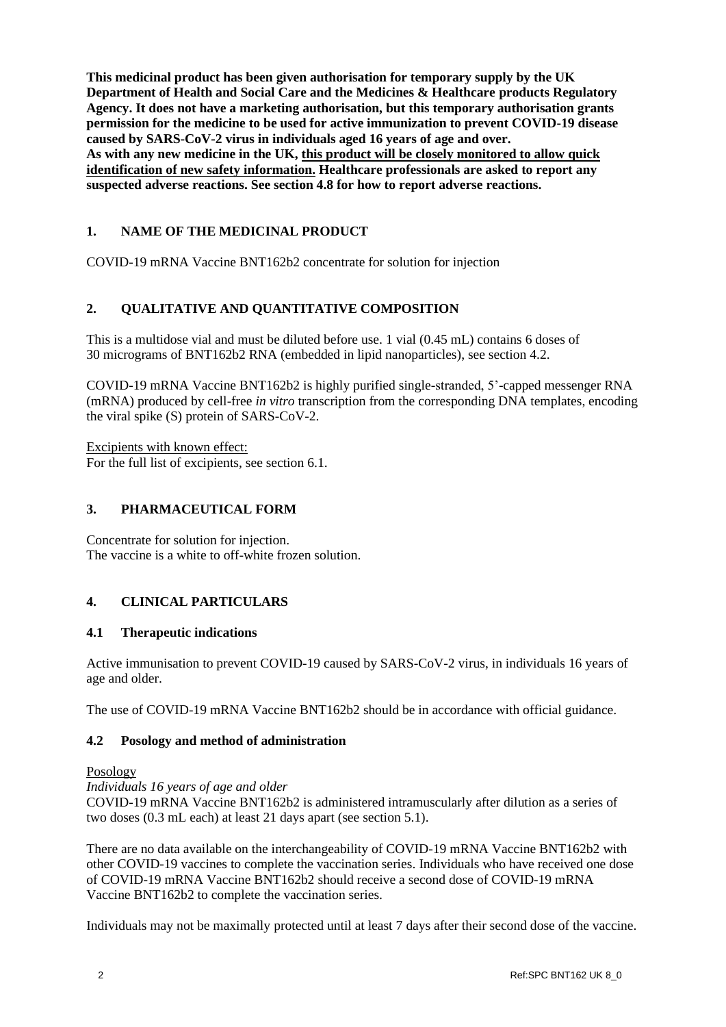**This medicinal product has been given authorisation for temporary supply by the UK Department of Health and Social Care and the Medicines & Healthcare products Regulatory Agency. It does not have a marketing authorisation, but this temporary authorisation grants permission for the medicine to be used for active immunization to prevent COVID-19 disease caused by SARS-CoV-2 virus in individuals aged 16 years of age and over.**
**As with any new medicine in the UK, <u>this product will be closely monitored to allow quick identification of new safety information.</u> Healthcare professionals are asked to report any suspected adverse reactions. See section 4.8 for how to report adverse reactions.**

## 1. NAME OF THE MEDICINAL PRODUCT

COVID-19 mRNA Vaccine BNT162b2 concentrate for solution for injection

## 2. QUALITATIVE AND QUANTITATIVE COMPOSITION

This is a multidose vial and must be diluted before use. 1 vial (0.45 mL) contains 6 doses of 30 micrograms of BNT162b2 RNA (embedded in lipid nanoparticles), see section 4.2.

COVID-19 mRNA Vaccine BNT162b2 is highly purified single-stranded, 5'-capped messenger RNA (mRNA) produced by cell-free *in vitro* transcription from the corresponding DNA templates, encoding the viral spike (S) protein of SARS-CoV-2.

<u>Excipients with known effect:</u>
For the full list of excipients, see section 6.1.

## 3. PHARMACEUTICAL FORM

Concentrate for solution for injection.
The vaccine is a white to off-white frozen solution.

## 4. CLINICAL PARTICULARS

### 4.1 Therapeutic indications

Active immunisation to prevent COVID-19 caused by SARS-CoV-2 virus, in individuals 16 years of age and older.

The use of COVID-19 mRNA Vaccine BNT162b2 should be in accordance with official guidance.

### 4.2 Posology and method of administration

<u>Posology</u>
*Individuals 16 years of age and older*
COVID-19 mRNA Vaccine BNT162b2 is administered intramuscularly after dilution as a series of two doses (0.3 mL each) at least 21 days apart (see section 5.1).

There are no data available on the interchangeability of COVID-19 mRNA Vaccine BNT162b2 with other COVID-19 vaccines to complete the vaccination series. Individuals who have received one dose of COVID-19 mRNA Vaccine BNT162b2 should receive a second dose of COVID-19 mRNA Vaccine BNT162b2 to complete the vaccination series.

Individuals may not be maximally protected until at least 7 days after their second dose of the vaccine.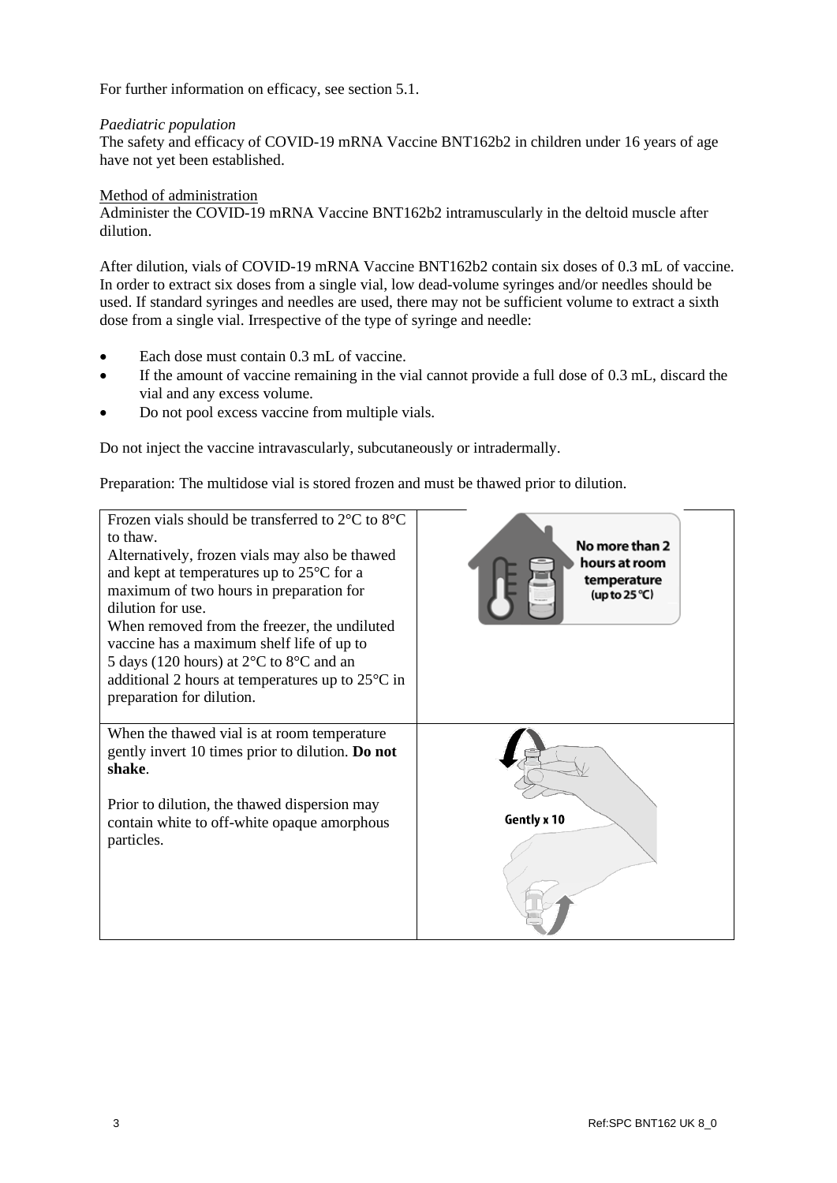For further information on efficacy, see section 5.1.

*Paediatric population*

The safety and efficacy of COVID-19 mRNA Vaccine BNT162b2 in children under 16 years of age have not yet been established.

Method of administration

Administer the COVID-19 mRNA Vaccine BNT162b2 intramuscularly in the deltoid muscle after dilution.

After dilution, vials of COVID-19 mRNA Vaccine BNT162b2 contain six doses of 0.3 mL of vaccine. In order to extract six doses from a single vial, low dead-volume syringes and/or needles should be used. If standard syringes and needles are used, there may not be sufficient volume to extract a sixth dose from a single vial. Irrespective of the type of syringe and needle:

- Each dose must contain 0.3 mL of vaccine.
- If the amount of vaccine remaining in the vial cannot provide a full dose of 0.3 mL, discard the vial and any excess volume.
- Do not pool excess vaccine from multiple vials.

Do not inject the vaccine intravascularly, subcutaneously or intradermally.

Preparation: The multidose vial is stored frozen and must be thawed prior to dilution.

| | |
|---|---|
| Frozen vials should be transferred to 2°C to 8°C to thaw.<br>Alternatively, frozen vials may also be thawed and kept at temperatures up to 25°C for a maximum of two hours in preparation for dilution for use.<br>When removed from the freezer, the undiluted vaccine has a maximum shelf life of up to 5 days (120 hours) at 2°C to 8°C and an additional 2 hours at temperatures up to 25°C in preparation for dilution. | No more than 2 hours at room temperature (up to 25 °C) |
| When the thawed vial is at room temperature gently invert 10 times prior to dilution. **Do not shake**.<br><br>Prior to dilution, the thawed dispersion may contain white to off-white opaque amorphous particles. | Gently x 10 |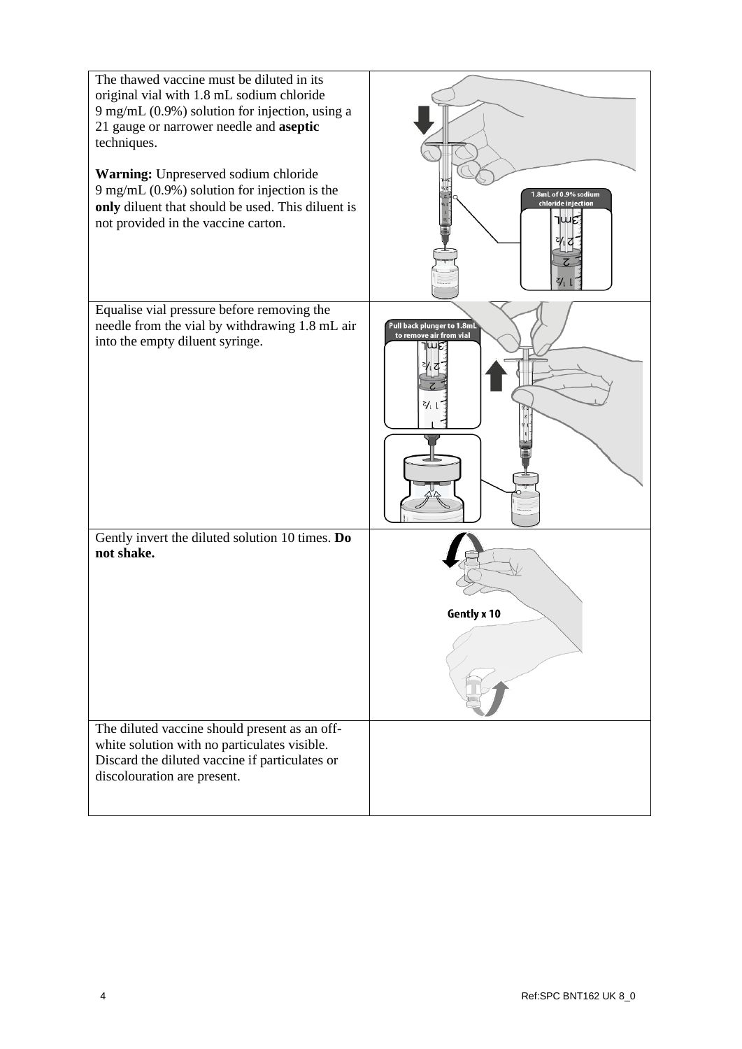| | |
|---|---|
| The thawed vaccine must be diluted in its original vial with 1.8 mL sodium chloride 9 mg/mL (0.9%) solution for injection, using a 21 gauge or narrower needle and **aseptic** techniques.<br><br>**Warning:** Unpreserved sodium chloride 9 mg/mL (0.9%) solution for injection is the **only** diluent that should be used. This diluent is not provided in the vaccine carton. | |
| Equalise vial pressure before removing the needle from the vial by withdrawing 1.8 mL air into the empty diluent syringe. | |
| Gently invert the diluted solution 10 times. **Do not shake.** | |
| The diluted vaccine should present as an off-white solution with no particulates visible. Discard the diluted vaccine if particulates or discolouration are present. | |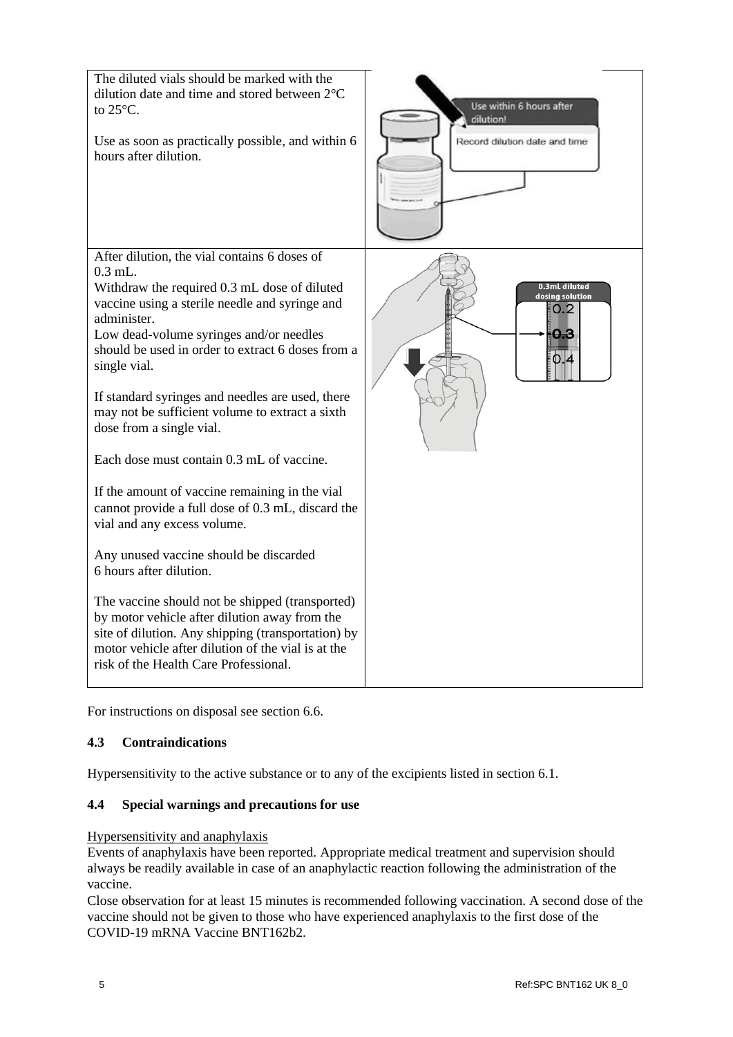| | |
|---|---|
| The diluted vials should be marked with the dilution date and time and stored between 2°C to 25°C.<br><br>Use as soon as practically possible, and within 6 hours after dilution. | |
| After dilution, the vial contains 6 doses of 0.3 mL.<br>Withdraw the required 0.3 mL dose of diluted vaccine using a sterile needle and syringe and administer.<br>Low dead-volume syringes and/or needles should be used in order to extract 6 doses from a single vial.<br><br>If standard syringes and needles are used, there may not be sufficient volume to extract a sixth dose from a single vial.<br><br>Each dose must contain 0.3 mL of vaccine.<br><br>If the amount of vaccine remaining in the vial cannot provide a full dose of 0.3 mL, discard the vial and any excess volume.<br><br>Any unused vaccine should be discarded 6 hours after dilution.<br><br>The vaccine should not be shipped (transported) by motor vehicle after dilution away from the site of dilution. Any shipping (transportation) by motor vehicle after dilution of the vial is at the risk of the Health Care Professional. | |

For instructions on disposal see section 6.6.

### 4.3 Contraindications

Hypersensitivity to the active substance or to any of the excipients listed in section 6.1.

### 4.4 Special warnings and precautions for use

Hypersensitivity and anaphylaxis

Events of anaphylaxis have been reported. Appropriate medical treatment and supervision should always be readily available in case of an anaphylactic reaction following the administration of the vaccine.

Close observation for at least 15 minutes is recommended following vaccination. A second dose of the vaccine should not be given to those who have experienced anaphylaxis to the first dose of the COVID-19 mRNA Vaccine BNT162b2.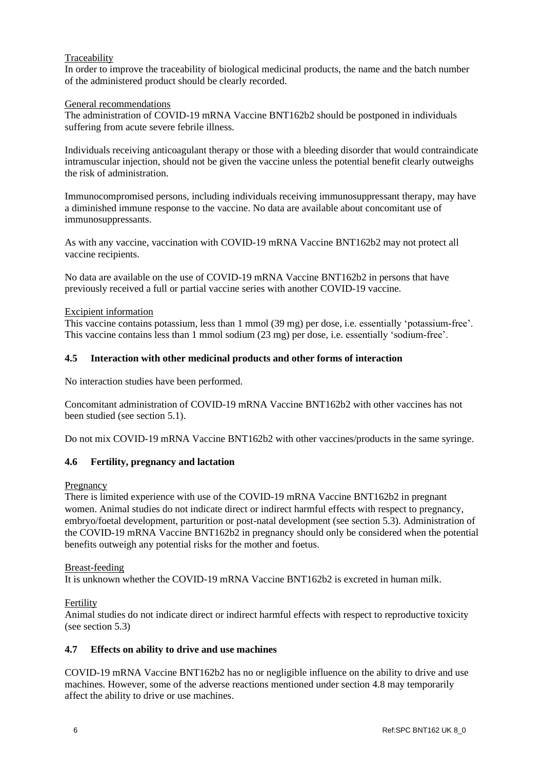Traceability

In order to improve the traceability of biological medicinal products, the name and the batch number of the administered product should be clearly recorded.

General recommendations

The administration of COVID-19 mRNA Vaccine BNT162b2 should be postponed in individuals suffering from acute severe febrile illness.

Individuals receiving anticoagulant therapy or those with a bleeding disorder that would contraindicate intramuscular injection, should not be given the vaccine unless the potential benefit clearly outweighs the risk of administration.

Immunocompromised persons, including individuals receiving immunosuppressant therapy, may have a diminished immune response to the vaccine. No data are available about concomitant use of immunosuppressants.

As with any vaccine, vaccination with COVID-19 mRNA Vaccine BNT162b2 may not protect all vaccine recipients.

No data are available on the use of COVID-19 mRNA Vaccine BNT162b2 in persons that have previously received a full or partial vaccine series with another COVID-19 vaccine.

Excipient information

This vaccine contains potassium, less than 1 mmol (39 mg) per dose, i.e. essentially 'potassium-free'. This vaccine contains less than 1 mmol sodium (23 mg) per dose, i.e. essentially 'sodium-free'.

### 4.5 Interaction with other medicinal products and other forms of interaction

No interaction studies have been performed.

Concomitant administration of COVID-19 mRNA Vaccine BNT162b2 with other vaccines has not been studied (see section 5.1).

Do not mix COVID-19 mRNA Vaccine BNT162b2 with other vaccines/products in the same syringe.

### 4.6 Fertility, pregnancy and lactation

Pregnancy

There is limited experience with use of the COVID-19 mRNA Vaccine BNT162b2 in pregnant women. Animal studies do not indicate direct or indirect harmful effects with respect to pregnancy, embryo/foetal development, parturition or post-natal development (see section 5.3). Administration of the COVID-19 mRNA Vaccine BNT162b2 in pregnancy should only be considered when the potential benefits outweigh any potential risks for the mother and foetus.

Breast-feeding

It is unknown whether the COVID-19 mRNA Vaccine BNT162b2 is excreted in human milk.

Fertility

Animal studies do not indicate direct or indirect harmful effects with respect to reproductive toxicity (see section 5.3)

### 4.7 Effects on ability to drive and use machines

COVID-19 mRNA Vaccine BNT162b2 has no or negligible influence on the ability to drive and use machines. However, some of the adverse reactions mentioned under section 4.8 may temporarily affect the ability to drive or use machines.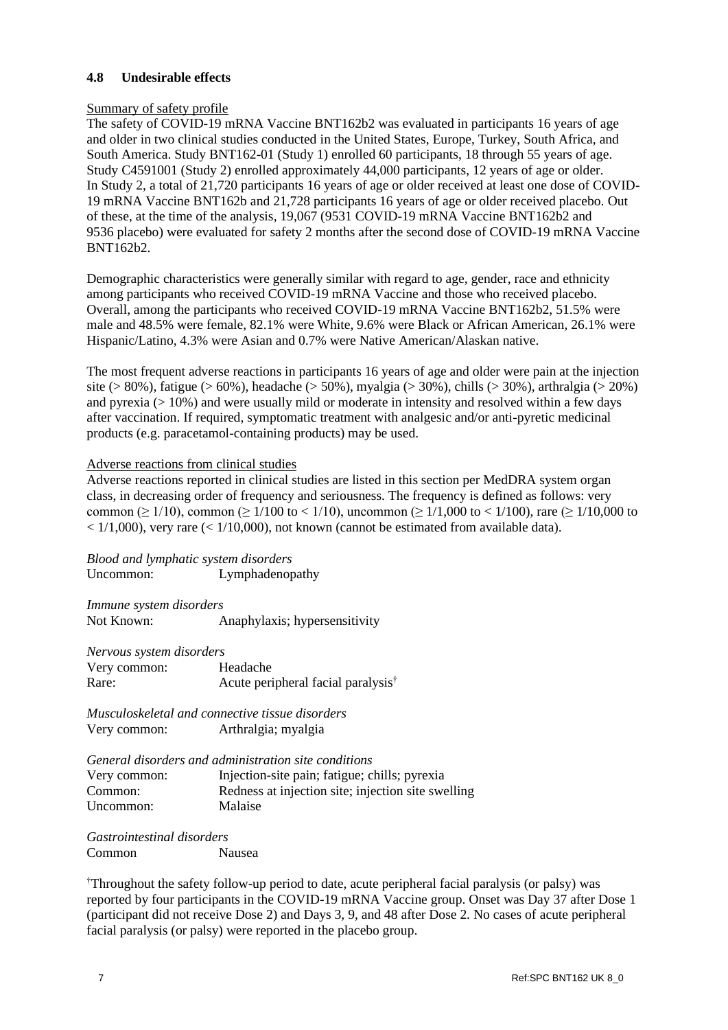### 4.8 Undesirable effects

Summary of safety profile

The safety of COVID-19 mRNA Vaccine BNT162b2 was evaluated in participants 16 years of age and older in two clinical studies conducted in the United States, Europe, Turkey, South Africa, and South America. Study BNT162-01 (Study 1) enrolled 60 participants, 18 through 55 years of age. Study C4591001 (Study 2) enrolled approximately 44,000 participants, 12 years of age or older. In Study 2, a total of 21,720 participants 16 years of age or older received at least one dose of COVID-19 mRNA Vaccine BNT162b and 21,728 participants 16 years of age or older received placebo. Out of these, at the time of the analysis, 19,067 (9531 COVID-19 mRNA Vaccine BNT162b2 and 9536 placebo) were evaluated for safety 2 months after the second dose of COVID-19 mRNA Vaccine BNT162b2.

Demographic characteristics were generally similar with regard to age, gender, race and ethnicity among participants who received COVID-19 mRNA Vaccine and those who received placebo. Overall, among the participants who received COVID-19 mRNA Vaccine BNT162b2, 51.5% were male and 48.5% were female, 82.1% were White, 9.6% were Black or African American, 26.1% were Hispanic/Latino, 4.3% were Asian and 0.7% were Native American/Alaskan native.

The most frequent adverse reactions in participants 16 years of age and older were pain at the injection site (> 80%), fatigue (> 60%), headache (> 50%), myalgia (> 30%), chills (> 30%), arthralgia (> 20%) and pyrexia (> 10%) and were usually mild or moderate in intensity and resolved within a few days after vaccination. If required, symptomatic treatment with analgesic and/or anti-pyretic medicinal products (e.g. paracetamol-containing products) may be used.

Adverse reactions from clinical studies

Adverse reactions reported in clinical studies are listed in this section per MedDRA system organ class, in decreasing order of frequency and seriousness. The frequency is defined as follows: very common (≥ 1/10), common (≥ 1/100 to < 1/10), uncommon (≥ 1/1,000 to < 1/100), rare (≥ 1/10,000 to < 1/1,000), very rare (< 1/10,000), not known (cannot be estimated from available data).

*Blood and lymphatic system disorders*

| | |
|---|---|
| Uncommon: | Lymphadenopathy |

*Immune system disorders*

| | |
|---|---|
| Not Known: | Anaphylaxis; hypersensitivity |

*Nervous system disorders*

| | |
|---|---|
| Very common: | Headache |
| Rare: | Acute peripheral facial paralysis† |

*Musculoskeletal and connective tissue disorders*

| | |
|---|---|
| Very common: | Arthralgia; myalgia |

*General disorders and administration site conditions*

| | |
|---|---|
| Very common: | Injection-site pain; fatigue; chills; pyrexia |
| Common: | Redness at injection site; injection site swelling |
| Uncommon: | Malaise |

*Gastrointestinal disorders*

| | |
|---|---|
| Common | Nausea |

†Throughout the safety follow-up period to date, acute peripheral facial paralysis (or palsy) was reported by four participants in the COVID-19 mRNA Vaccine group. Onset was Day 37 after Dose 1 (participant did not receive Dose 2) and Days 3, 9, and 48 after Dose 2. No cases of acute peripheral facial paralysis (or palsy) were reported in the placebo group.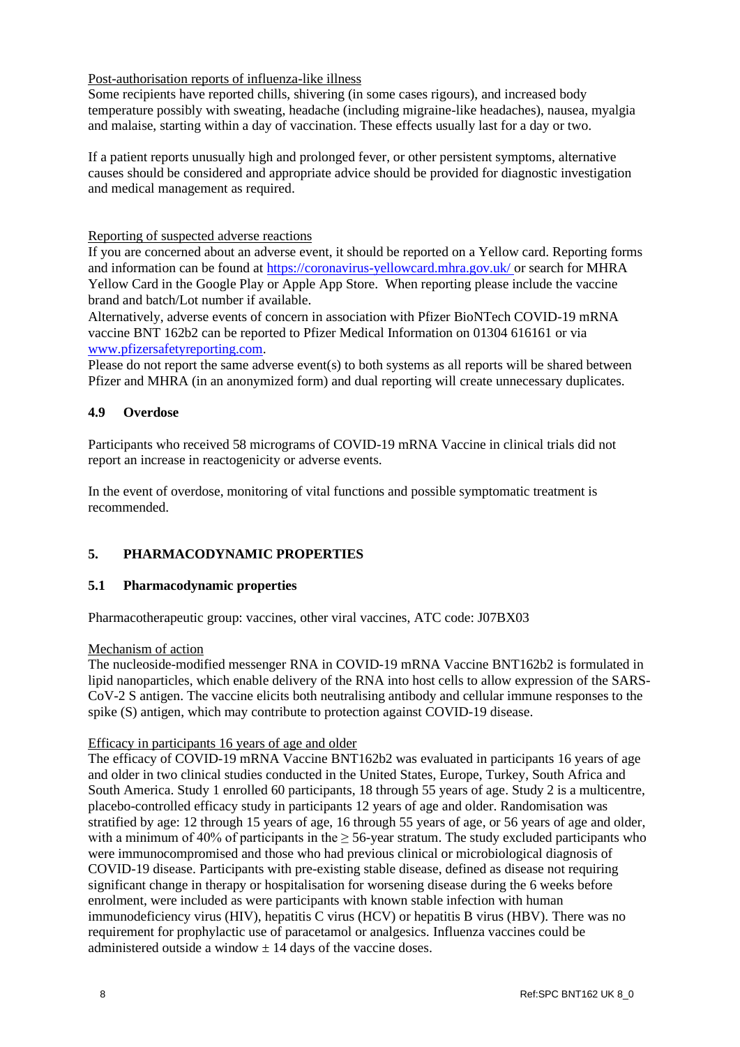Post-authorisation reports of influenza-like illness

Some recipients have reported chills, shivering (in some cases rigours), and increased body temperature possibly with sweating, headache (including migraine-like headaches), nausea, myalgia and malaise, starting within a day of vaccination. These effects usually last for a day or two.

If a patient reports unusually high and prolonged fever, or other persistent symptoms, alternative causes should be considered and appropriate advice should be provided for diagnostic investigation and medical management as required.

Reporting of suspected adverse reactions

If you are concerned about an adverse event, it should be reported on a Yellow card. Reporting forms and information can be found at [https://coronavirus-yellowcard.mhra.gov.uk/](https://coronavirus-yellowcard.mhra.gov.uk/) or search for MHRA Yellow Card in the Google Play or Apple App Store. When reporting please include the vaccine brand and batch/Lot number if available.

Alternatively, adverse events of concern in association with Pfizer BioNTech COVID-19 mRNA vaccine BNT 162b2 can be reported to Pfizer Medical Information on 01304 616161 or via [www.pfizersafetyreporting.com](www.pfizersafetyreporting.com).

Please do not report the same adverse event(s) to both systems as all reports will be shared between Pfizer and MHRA (in an anonymized form) and dual reporting will create unnecessary duplicates.

### 4.9 Overdose

Participants who received 58 micrograms of COVID-19 mRNA Vaccine in clinical trials did not report an increase in reactogenicity or adverse events.

In the event of overdose, monitoring of vital functions and possible symptomatic treatment is recommended.

## 5. PHARMACODYNAMIC PROPERTIES

### 5.1 Pharmacodynamic properties

Pharmacotherapeutic group: vaccines, other viral vaccines, ATC code: J07BX03

Mechanism of action

The nucleoside-modified messenger RNA in COVID-19 mRNA Vaccine BNT162b2 is formulated in lipid nanoparticles, which enable delivery of the RNA into host cells to allow expression of the SARS-CoV-2 S antigen. The vaccine elicits both neutralising antibody and cellular immune responses to the spike (S) antigen, which may contribute to protection against COVID-19 disease.

Efficacy in participants 16 years of age and older

The efficacy of COVID-19 mRNA Vaccine BNT162b2 was evaluated in participants 16 years of age and older in two clinical studies conducted in the United States, Europe, Turkey, South Africa and South America. Study 1 enrolled 60 participants, 18 through 55 years of age. Study 2 is a multicentre, placebo-controlled efficacy study in participants 12 years of age and older. Randomisation was stratified by age: 12 through 15 years of age, 16 through 55 years of age, or 56 years of age and older, with a minimum of 40% of participants in the ≥ 56-year stratum. The study excluded participants who were immunocompromised and those who had previous clinical or microbiological diagnosis of COVID-19 disease. Participants with pre-existing stable disease, defined as disease not requiring significant change in therapy or hospitalisation for worsening disease during the 6 weeks before enrolment, were included as were participants with known stable infection with human immunodeficiency virus (HIV), hepatitis C virus (HCV) or hepatitis B virus (HBV). There was no requirement for prophylactic use of paracetamol or analgesics. Influenza vaccines could be administered outside a window ± 14 days of the vaccine doses.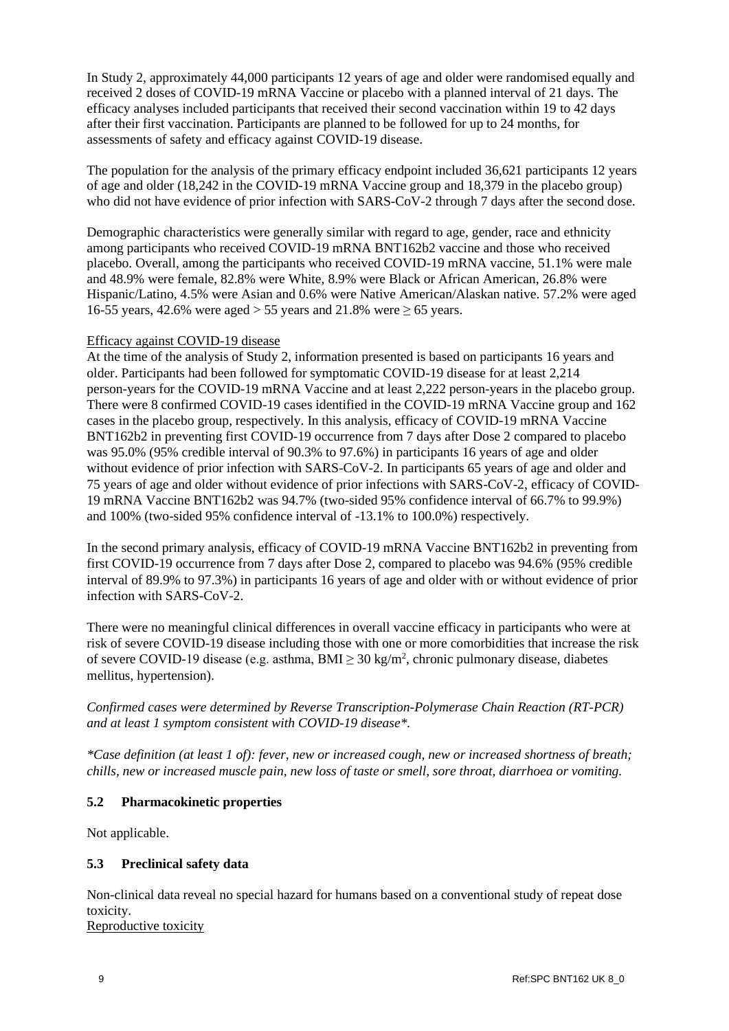In Study 2, approximately 44,000 participants 12 years of age and older were randomised equally and received 2 doses of COVID-19 mRNA Vaccine or placebo with a planned interval of 21 days. The efficacy analyses included participants that received their second vaccination within 19 to 42 days after their first vaccination. Participants are planned to be followed for up to 24 months, for assessments of safety and efficacy against COVID-19 disease.

The population for the analysis of the primary efficacy endpoint included 36,621 participants 12 years of age and older (18,242 in the COVID-19 mRNA Vaccine group and 18,379 in the placebo group) who did not have evidence of prior infection with SARS-CoV-2 through 7 days after the second dose.

Demographic characteristics were generally similar with regard to age, gender, race and ethnicity among participants who received COVID-19 mRNA BNT162b2 vaccine and those who received placebo. Overall, among the participants who received COVID-19 mRNA vaccine, 51.1% were male and 48.9% were female, 82.8% were White, 8.9% were Black or African American, 26.8% were Hispanic/Latino, 4.5% were Asian and 0.6% were Native American/Alaskan native. 57.2% were aged 16-55 years, 42.6% were aged > 55 years and 21.8% were ≥ 65 years.

Efficacy against COVID-19 disease

At the time of the analysis of Study 2, information presented is based on participants 16 years and older. Participants had been followed for symptomatic COVID-19 disease for at least 2,214 person-years for the COVID-19 mRNA Vaccine and at least 2,222 person-years in the placebo group. There were 8 confirmed COVID-19 cases identified in the COVID-19 mRNA Vaccine group and 162 cases in the placebo group, respectively. In this analysis, efficacy of COVID-19 mRNA Vaccine BNT162b2 in preventing first COVID-19 occurrence from 7 days after Dose 2 compared to placebo was 95.0% (95% credible interval of 90.3% to 97.6%) in participants 16 years of age and older without evidence of prior infection with SARS-CoV-2. In participants 65 years of age and older and 75 years of age and older without evidence of prior infections with SARS-CoV-2, efficacy of COVID-19 mRNA Vaccine BNT162b2 was 94.7% (two-sided 95% confidence interval of 66.7% to 99.9%) and 100% (two-sided 95% confidence interval of -13.1% to 100.0%) respectively.

In the second primary analysis, efficacy of COVID-19 mRNA Vaccine BNT162b2 in preventing from first COVID-19 occurrence from 7 days after Dose 2, compared to placebo was 94.6% (95% credible interval of 89.9% to 97.3%) in participants 16 years of age and older with or without evidence of prior infection with SARS-CoV-2.

There were no meaningful clinical differences in overall vaccine efficacy in participants who were at risk of severe COVID-19 disease including those with one or more comorbidities that increase the risk of severe COVID-19 disease (e.g. asthma, BMI ≥ 30 kg/m$^2$, chronic pulmonary disease, diabetes mellitus, hypertension).

*Confirmed cases were determined by Reverse Transcription-Polymerase Chain Reaction (RT-PCR) and at least 1 symptom consistent with COVID-19 disease*.*

**Case definition (at least 1 of): fever, new or increased cough, new or increased shortness of breath; chills, new or increased muscle pain, new loss of taste or smell, sore throat, diarrhoea or vomiting.*

### 5.2 Pharmacokinetic properties

Not applicable.

### 5.3 Preclinical safety data

Non-clinical data reveal no special hazard for humans based on a conventional study of repeat dose toxicity.

Reproductive toxicity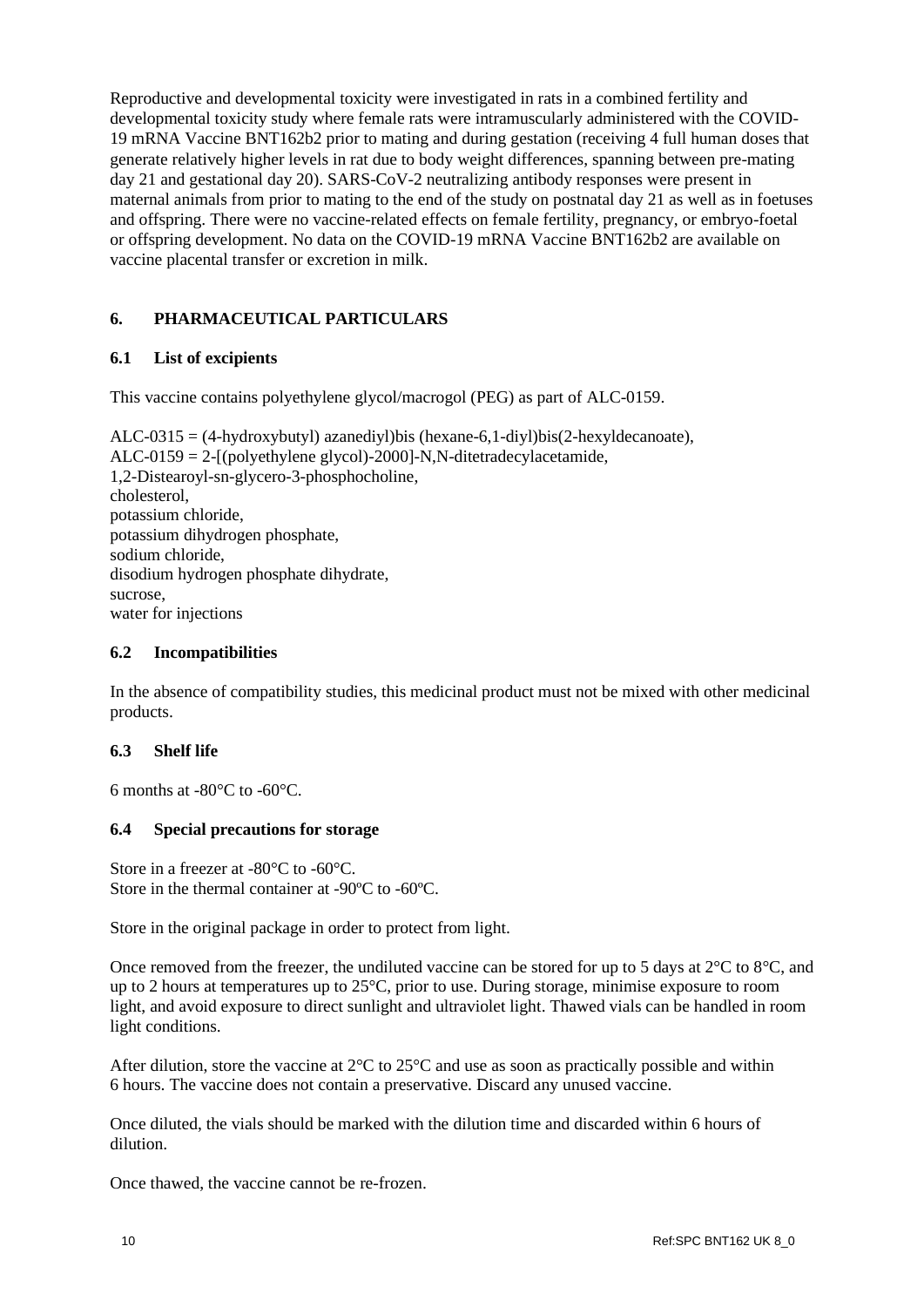Reproductive and developmental toxicity were investigated in rats in a combined fertility and developmental toxicity study where female rats were intramuscularly administered with the COVID-19 mRNA Vaccine BNT162b2 prior to mating and during gestation (receiving 4 full human doses that generate relatively higher levels in rat due to body weight differences, spanning between pre-mating day 21 and gestational day 20). SARS-CoV-2 neutralizing antibody responses were present in maternal animals from prior to mating to the end of the study on postnatal day 21 as well as in foetuses and offspring. There were no vaccine-related effects on female fertility, pregnancy, or embryo-foetal or offspring development. No data on the COVID-19 mRNA Vaccine BNT162b2 are available on vaccine placental transfer or excretion in milk.

## 6. PHARMACEUTICAL PARTICULARS

### 6.1 List of excipients

This vaccine contains polyethylene glycol/macrogol (PEG) as part of ALC-0159.

ALC-0315 = (4-hydroxybutyl) azanediyl)bis (hexane-6,1-diyl)bis(2-hexyldecanoate),
ALC-0159 = 2-[(polyethylene glycol)-2000]-N,N-ditetradecylacetamide,
1,2-Distearoyl-sn-glycero-3-phosphocholine,
cholesterol,
potassium chloride,
potassium dihydrogen phosphate,
sodium chloride,
disodium hydrogen phosphate dihydrate,
sucrose,
water for injections

### 6.2 Incompatibilities

In the absence of compatibility studies, this medicinal product must not be mixed with other medicinal products.

### 6.3 Shelf life

6 months at -80°C to -60°C.

### 6.4 Special precautions for storage

Store in a freezer at -80°C to -60°C.
Store in the thermal container at -90ºC to -60ºC.

Store in the original package in order to protect from light.

Once removed from the freezer, the undiluted vaccine can be stored for up to 5 days at 2°C to 8°C, and up to 2 hours at temperatures up to 25°C, prior to use. During storage, minimise exposure to room light, and avoid exposure to direct sunlight and ultraviolet light. Thawed vials can be handled in room light conditions.

After dilution, store the vaccine at 2°C to 25°C and use as soon as practically possible and within 6 hours. The vaccine does not contain a preservative. Discard any unused vaccine.

Once diluted, the vials should be marked with the dilution time and discarded within 6 hours of dilution.

Once thawed, the vaccine cannot be re-frozen.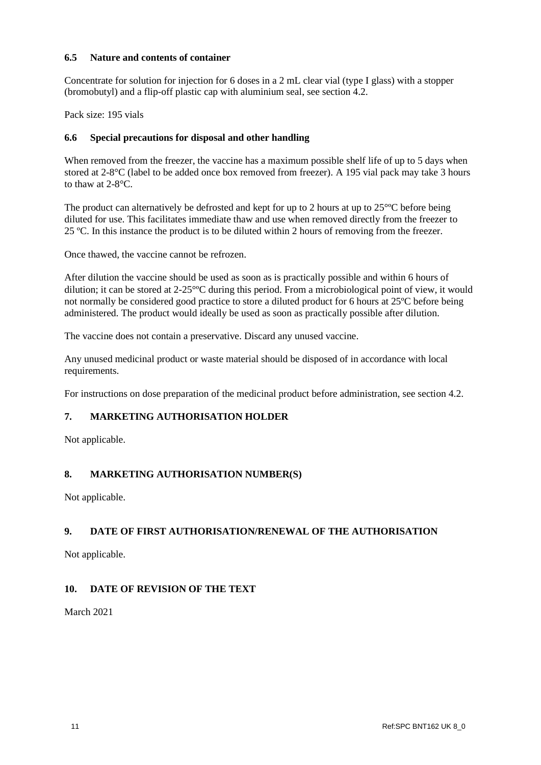### 6.5 Nature and contents of container

Concentrate for solution for injection for 6 doses in a 2 mL clear vial (type I glass) with a stopper (bromobutyl) and a flip-off plastic cap with aluminium seal, see section 4.2.

Pack size: 195 vials

### 6.6 Special precautions for disposal and other handling

When removed from the freezer, the vaccine has a maximum possible shelf life of up to 5 days when stored at 2-8°C (label to be added once box removed from freezer). A 195 vial pack may take 3 hours to thaw at 2-8°C.

The product can alternatively be defrosted and kept for up to 2 hours at up to 25ººC before being diluted for use. This facilitates immediate thaw and use when removed directly from the freezer to 25 ºC. In this instance the product is to be diluted within 2 hours of removing from the freezer.

Once thawed, the vaccine cannot be refrozen.

After dilution the vaccine should be used as soon as is practically possible and within 6 hours of dilution; it can be stored at 2-25ººC during this period. From a microbiological point of view, it would not normally be considered good practice to store a diluted product for 6 hours at 25ºC before being administered. The product would ideally be used as soon as practically possible after dilution.

The vaccine does not contain a preservative. Discard any unused vaccine.

Any unused medicinal product or waste material should be disposed of in accordance with local requirements.

For instructions on dose preparation of the medicinal product before administration, see section 4.2.

## 7. MARKETING AUTHORISATION HOLDER

Not applicable.

## 8. MARKETING AUTHORISATION NUMBER(S)

Not applicable.

## 9. DATE OF FIRST AUTHORISATION/RENEWAL OF THE AUTHORISATION

Not applicable.

## 10. DATE OF REVISION OF THE TEXT

March 2021